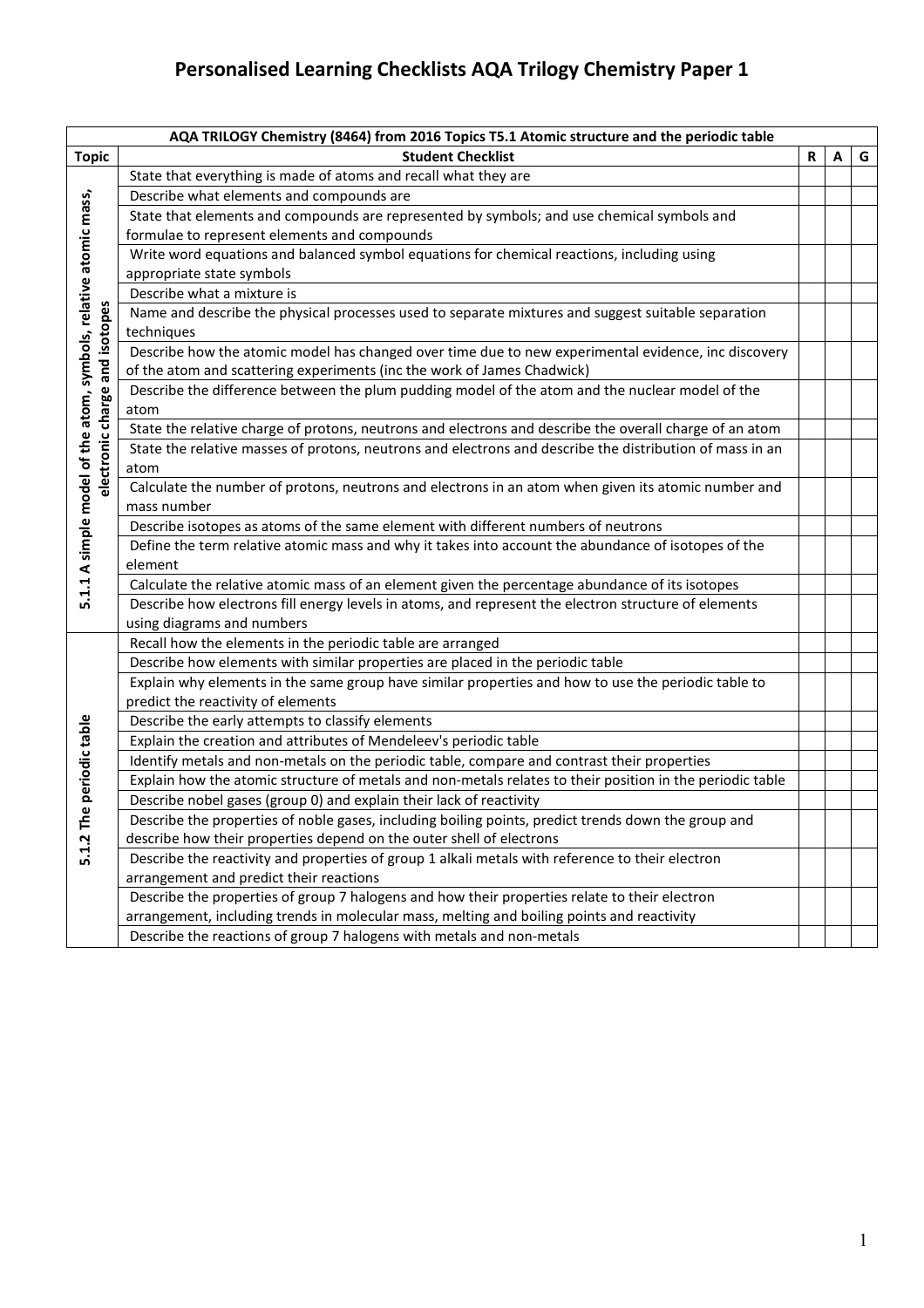# Personalised Learning Checklists AQA Trilogy Chemistry Paper 1

| AQA TRILOGY Chemistry (8464) from 2016 Topics T5.1 Atomic structure and the periodic table | | | | |
|---|---|---|---|---|
| **Topic** | **Student Checklist** | **R** | **A** | **G** |
| 5.1.1 A simple model of the atom, symbols, relative atomic mass, electronic charge and isotopes | State that everything is made of atoms and recall what they are | | | |
| | Describe what elements and compounds are | | | |
| | State that elements and compounds are represented by symbols; and use chemical symbols and formulae to represent elements and compounds | | | |
| | Write word equations and balanced symbol equations for chemical reactions, including using appropriate state symbols | | | |
| | Describe what a mixture is | | | |
| | Name and describe the physical processes used to separate mixtures and suggest suitable separation techniques | | | |
| | Describe how the atomic model has changed over time due to new experimental evidence, inc discovery of the atom and scattering experiments (inc the work of James Chadwick) | | | |
| | Describe the difference between the plum pudding model of the atom and the nuclear model of the atom | | | |
| | State the relative charge of protons, neutrons and electrons and describe the overall charge of an atom | | | |
| | State the relative masses of protons, neutrons and electrons and describe the distribution of mass in an atom | | | |
| | Calculate the number of protons, neutrons and electrons in an atom when given its atomic number and mass number | | | |
| | Describe isotopes as atoms of the same element with different numbers of neutrons | | | |
| | Define the term relative atomic mass and why it takes into account the abundance of isotopes of the element | | | |
| | Calculate the relative atomic mass of an element given the percentage abundance of its isotopes | | | |
| | Describe how electrons fill energy levels in atoms, and represent the electron structure of elements using diagrams and numbers | | | |
| 5.1.2 The periodic table | Recall how the elements in the periodic table are arranged | | | |
| | Describe how elements with similar properties are placed in the periodic table | | | |
| | Explain why elements in the same group have similar properties and how to use the periodic table to predict the reactivity of elements | | | |
| | Describe the early attempts to classify elements | | | |
| | Explain the creation and attributes of Mendeleev's periodic table | | | |
| | Identify metals and non-metals on the periodic table, compare and contrast their properties | | | |
| | Explain how the atomic structure of metals and non-metals relates to their position in the periodic table | | | |
| | Describe nobel gases (group 0) and explain their lack of reactivity | | | |
| | Describe the properties of noble gases, including boiling points, predict trends down the group and describe how their properties depend on the outer shell of electrons | | | |
| | Describe the reactivity and properties of group 1 alkali metals with reference to their electron arrangement and predict their reactions | | | |
| | Describe the properties of group 7 halogens and how their properties relate to their electron arrangement, including trends in molecular mass, melting and boiling points and reactivity | | | |
| | Describe the reactions of group 7 halogens with metals and non-metals | | | |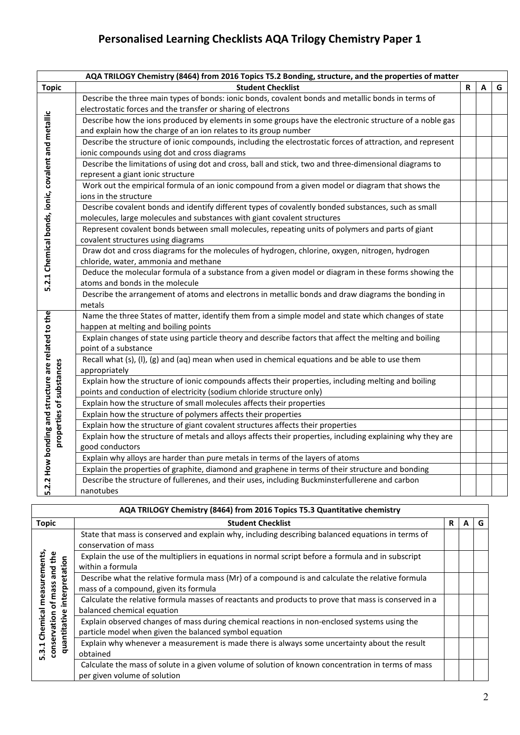# Personalised Learning Checklists AQA Trilogy Chemistry Paper 1

| AQA TRILOGY Chemistry (8464) from 2016 Topics T5.2 Bonding, structure, and the properties of matter | | | | |
|---|---|---|---|---|
| **Topic** | **Student Checklist** | **R** | **A** | **G** |
| 5.2.1 Chemical bonds, ionic, covalent and metallic | Describe the three main types of bonds: ionic bonds, covalent bonds and metallic bonds in terms of electrostatic forces and the transfer or sharing of electrons | | | |
| | Describe how the ions produced by elements in some groups have the electronic structure of a noble gas and explain how the charge of an ion relates to its group number | | | |
| | Describe the structure of ionic compounds, including the electrostatic forces of attraction, and represent ionic compounds using dot and cross diagrams | | | |
| | Describe the limitations of using dot and cross, ball and stick, two and three-dimensional diagrams to represent a giant ionic structure | | | |
| | Work out the empirical formula of an ionic compound from a given model or diagram that shows the ions in the structure | | | |
| | Describe covalent bonds and identify different types of covalently bonded substances, such as small molecules, large molecules and substances with giant covalent structures | | | |
| | Represent covalent bonds between small molecules, repeating units of polymers and parts of giant covalent structures using diagrams | | | |
| | Draw dot and cross diagrams for the molecules of hydrogen, chlorine, oxygen, nitrogen, hydrogen chloride, water, ammonia and methane | | | |
| | Deduce the molecular formula of a substance from a given model or diagram in these forms showing the atoms and bonds in the molecule | | | |
| | Describe the arrangement of atoms and electrons in metallic bonds and draw diagrams the bonding in metals | | | |
| 5.2.2 How bonding and structure are related to the properties of substances | Name the three States of matter, identify them from a simple model and state which changes of state happen at melting and boiling points | | | |
| | Explain changes of state using particle theory and describe factors that affect the melting and boiling point of a substance | | | |
| | Recall what (s), (l), (g) and (aq) mean when used in chemical equations and be able to use them appropriately | | | |
| | Explain how the structure of ionic compounds affects their properties, including melting and boiling points and conduction of electricity (sodium chloride structure only) | | | |
| | Explain how the structure of small molecules affects their properties | | | |
| | Explain how the structure of polymers affects their properties | | | |
| | Explain how the structure of giant covalent structures affects their properties | | | |
| | Explain how the structure of metals and alloys affects their properties, including explaining why they are good conductors | | | |
| | Explain why alloys are harder than pure metals in terms of the layers of atoms | | | |
| | Explain the properties of graphite, diamond and graphene in terms of their structure and bonding | | | |
| | Describe the structure of fullerenes, and their uses, including Buckminsterfullerene and carbon nanotubes | | | |

| AQA TRILOGY Chemistry (8464) from 2016 Topics T5.3 Quantitative chemistry | | | | |
|---|---|---|---|---|
| **Topic** | **Student Checklist** | **R** | **A** | **G** |
| 5.3.1 Chemical measurements, conservation of mass and the quantitative interpretation | State that mass is conserved and explain why, including describing balanced equations in terms of conservation of mass | | | |
| | Explain the use of the multipliers in equations in normal script before a formula and in subscript within a formula | | | |
| | Describe what the relative formula mass (Mr) of a compound is and calculate the relative formula mass of a compound, given its formula | | | |
| | Calculate the relative formula masses of reactants and products to prove that mass is conserved in a balanced chemical equation | | | |
| | Explain observed changes of mass during chemical reactions in non-enclosed systems using the particle model when given the balanced symbol equation | | | |
| | Explain why whenever a measurement is made there is always some uncertainty about the result obtained | | | |
| | Calculate the mass of solute in a given volume of solution of known concentration in terms of mass per given volume of solution | | | |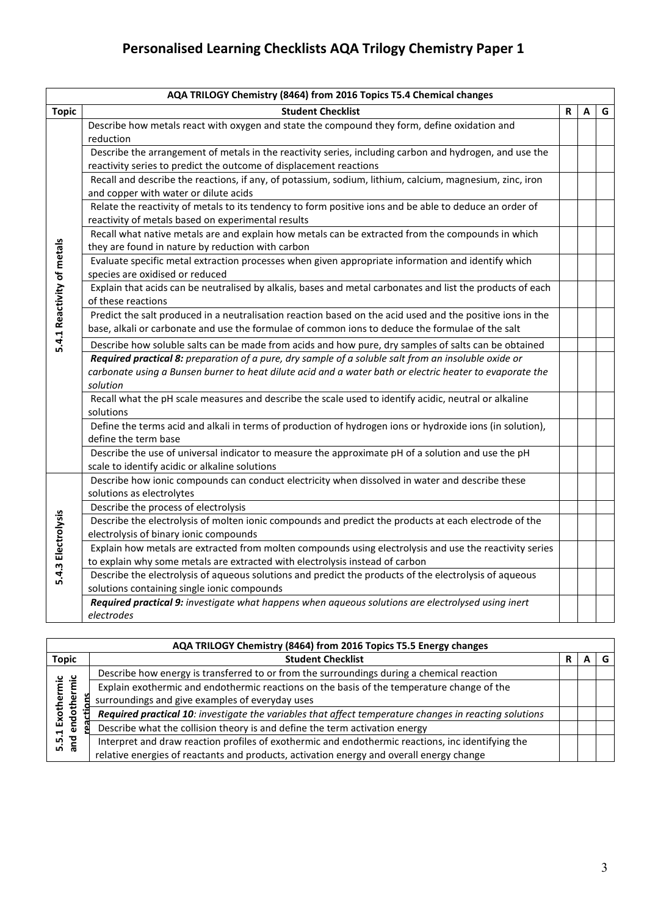# Personalised Learning Checklists AQA Trilogy Chemistry Paper 1

| AQA TRILOGY Chemistry (8464) from 2016 Topics T5.4 Chemical changes | | | | |
|---|---|---|---|---|
| **Topic** | **Student Checklist** | **R** | **A** | **G** |
| 5.4.1 Reactivity of metals | Describe how metals react with oxygen and state the compound they form, define oxidation and reduction | | | |
| | Describe the arrangement of metals in the reactivity series, including carbon and hydrogen, and use the reactivity series to predict the outcome of displacement reactions | | | |
| | Recall and describe the reactions, if any, of potassium, sodium, lithium, calcium, magnesium, zinc, iron and copper with water or dilute acids | | | |
| | Relate the reactivity of metals to its tendency to form positive ions and be able to deduce an order of reactivity of metals based on experimental results | | | |
| | Recall what native metals are and explain how metals can be extracted from the compounds in which they are found in nature by reduction with carbon | | | |
| | Evaluate specific metal extraction processes when given appropriate information and identify which species are oxidised or reduced | | | |
| | Explain that acids can be neutralised by alkalis, bases and metal carbonates and list the products of each of these reactions | | | |
| | Predict the salt produced in a neutralisation reaction based on the acid used and the positive ions in the base, alkali or carbonate and use the formulae of common ions to deduce the formulae of the salt | | | |
| | Describe how soluble salts can be made from acids and how pure, dry samples of salts can be obtained | | | |
| | ***Required practical 8:*** *preparation of a pure, dry sample of a soluble salt from an insoluble oxide or carbonate using a Bunsen burner to heat dilute acid and a water bath or electric heater to evaporate the solution* | | | |
| | Recall what the pH scale measures and describe the scale used to identify acidic, neutral or alkaline solutions | | | |
| | Define the terms acid and alkali in terms of production of hydrogen ions or hydroxide ions (in solution), define the term base | | | |
| | Describe the use of universal indicator to measure the approximate pH of a solution and use the pH scale to identify acidic or alkaline solutions | | | |
| 5.4.3 Electrolysis | Describe how ionic compounds can conduct electricity when dissolved in water and describe these solutions as electrolytes | | | |
| | Describe the process of electrolysis | | | |
| | Describe the electrolysis of molten ionic compounds and predict the products at each electrode of the electrolysis of binary ionic compounds | | | |
| | Explain how metals are extracted from molten compounds using electrolysis and use the reactivity series to explain why some metals are extracted with electrolysis instead of carbon | | | |
| | Describe the electrolysis of aqueous solutions and predict the products of the electrolysis of aqueous solutions containing single ionic compounds | | | |
| | ***Required practical 9:*** *investigate what happens when aqueous solutions are electrolysed using inert electrodes* | | | |

| AQA TRILOGY Chemistry (8464) from 2016 Topics T5.5 Energy changes | | | | |
|---|---|---|---|---|
| **Topic** | **Student Checklist** | **R** | **A** | **G** |
| 5.5.1 Exothermic and endothermic reactions | Describe how energy is transferred to or from the surroundings during a chemical reaction | | | |
| | Explain exothermic and endothermic reactions on the basis of the temperature change of the surroundings and give examples of everyday uses | | | |
| | ***Required practical 10****: investigate the variables that affect temperature changes in reacting solutions* | | | |
| | Describe what the collision theory is and define the term activation energy | | | |
| | Interpret and draw reaction profiles of exothermic and endothermic reactions, inc identifying the relative energies of reactants and products, activation energy and overall energy change | | | |